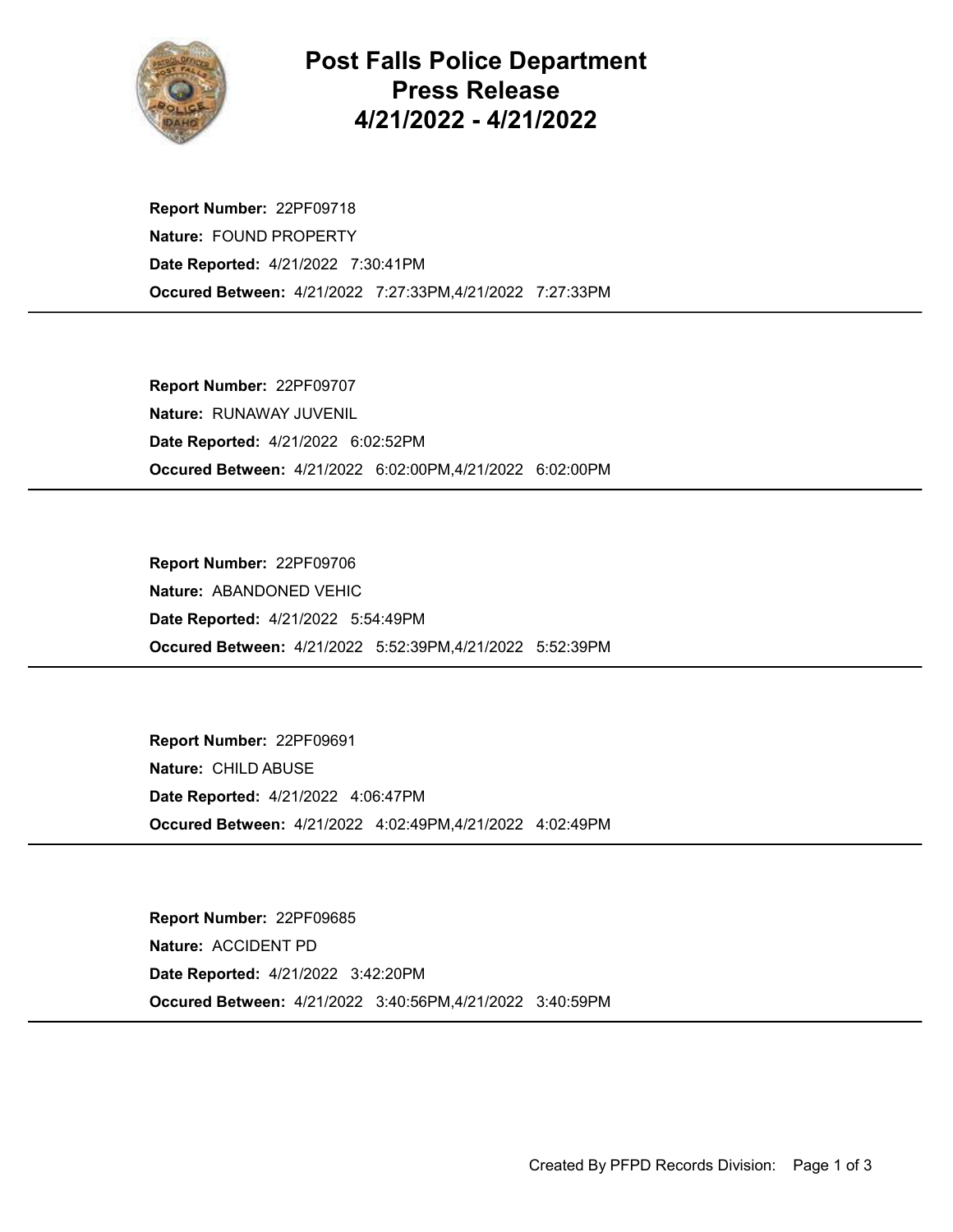# Post Falls Police Department Press Release 4/21/2022 - 4/21/2022

**Report Number:** 22PF09718
**Nature:** FOUND PROPERTY
**Date Reported:** 4/21/2022 7:30:41PM
**Occured Between:** 4/21/2022 7:27:33PM,4/21/2022 7:27:33PM

---

**Report Number:** 22PF09707
**Nature:** RUNAWAY JUVENIL
**Date Reported:** 4/21/2022 6:02:52PM
**Occured Between:** 4/21/2022 6:02:00PM,4/21/2022 6:02:00PM

---

**Report Number:** 22PF09706
**Nature:** ABANDONED VEHIC
**Date Reported:** 4/21/2022 5:54:49PM
**Occured Between:** 4/21/2022 5:52:39PM,4/21/2022 5:52:39PM

---

**Report Number:** 22PF09691
**Nature:** CHILD ABUSE
**Date Reported:** 4/21/2022 4:06:47PM
**Occured Between:** 4/21/2022 4:02:49PM,4/21/2022 4:02:49PM

---

**Report Number:** 22PF09685
**Nature:** ACCIDENT PD
**Date Reported:** 4/21/2022 3:42:20PM
**Occured Between:** 4/21/2022 3:40:56PM,4/21/2022 3:40:59PM

---

Created By PFPD Records Division: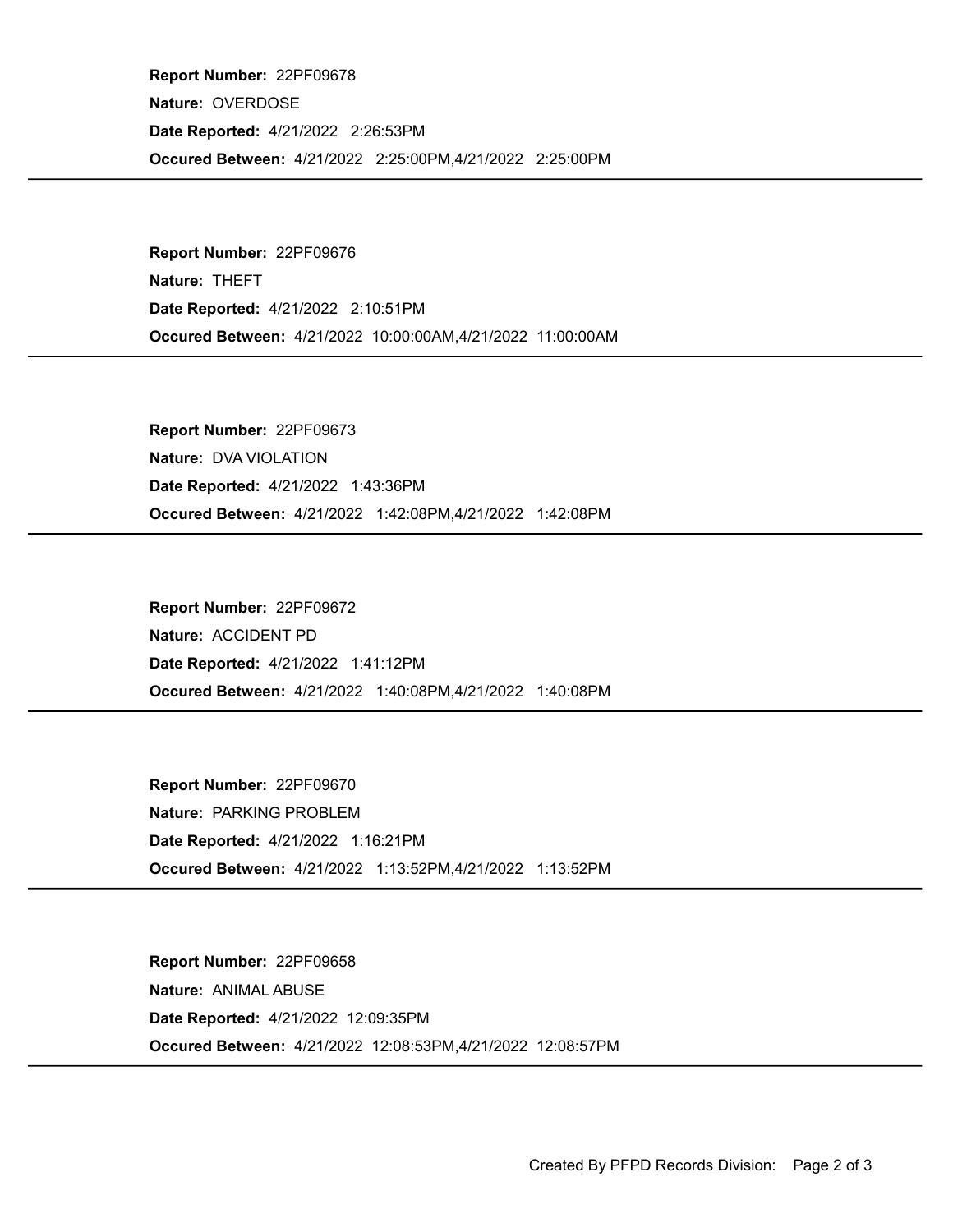**Report Number:** 22PF09678

**Nature:** OVERDOSE

**Date Reported:** 4/21/2022 2:26:53PM

**Occured Between:** 4/21/2022 2:25:00PM,4/21/2022 2:25:00PM

---

**Report Number:** 22PF09676

**Nature:** THEFT

**Date Reported:** 4/21/2022 2:10:51PM

**Occured Between:** 4/21/2022 10:00:00AM,4/21/2022 11:00:00AM

---

**Report Number:** 22PF09673

**Nature:** DVA VIOLATION

**Date Reported:** 4/21/2022 1:43:36PM

**Occured Between:** 4/21/2022 1:42:08PM,4/21/2022 1:42:08PM

---

**Report Number:** 22PF09672

**Nature:** ACCIDENT PD

**Date Reported:** 4/21/2022 1:41:12PM

**Occured Between:** 4/21/2022 1:40:08PM,4/21/2022 1:40:08PM

---

**Report Number:** 22PF09670

**Nature:** PARKING PROBLEM

**Date Reported:** 4/21/2022 1:16:21PM

**Occured Between:** 4/21/2022 1:13:52PM,4/21/2022 1:13:52PM

---

**Report Number:** 22PF09658

**Nature:** ANIMAL ABUSE

**Date Reported:** 4/21/2022 12:09:35PM

**Occured Between:** 4/21/2022 12:08:53PM,4/21/2022 12:08:57PM

---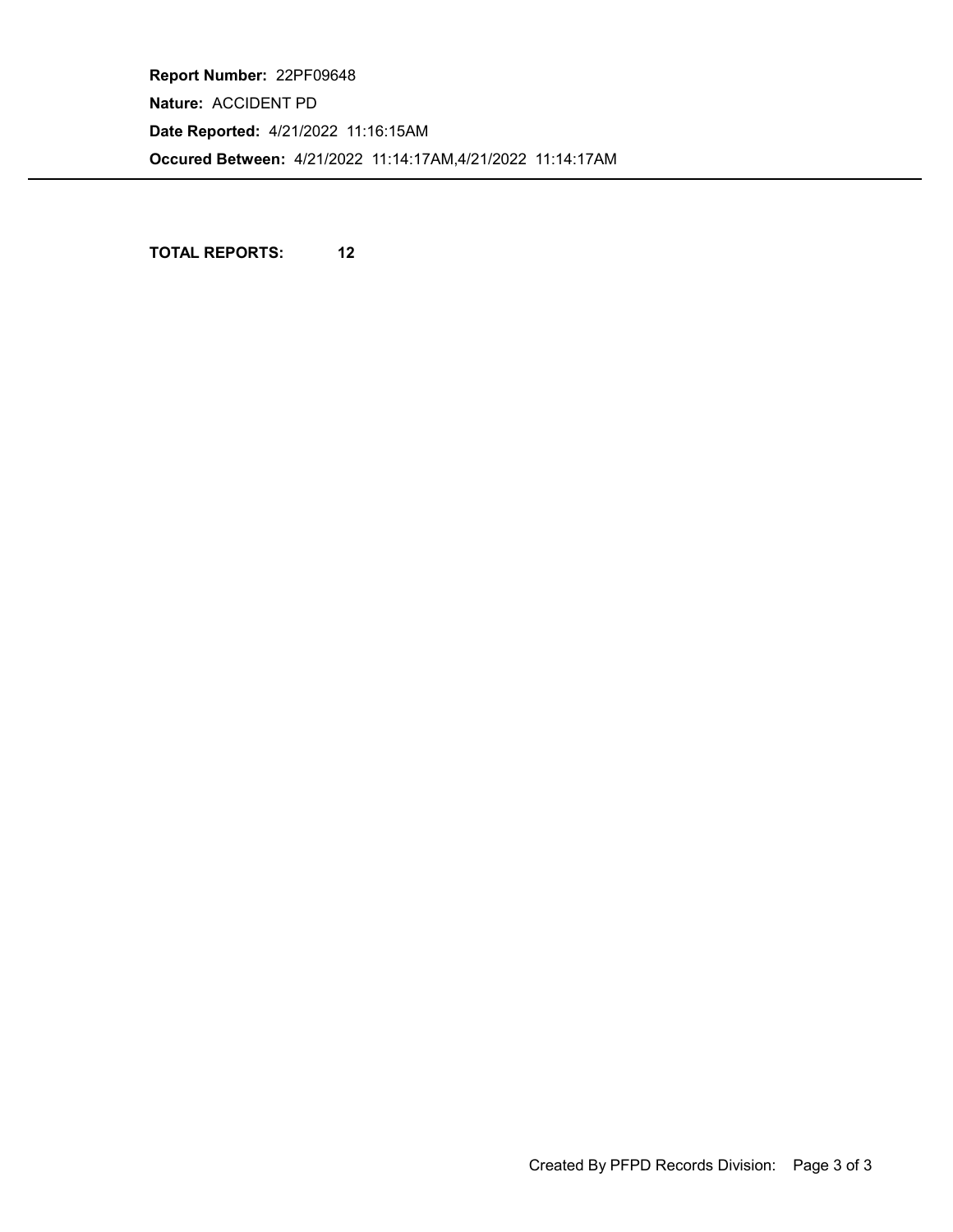**Report Number:** 22PF09648

**Nature:** ACCIDENT PD

**Date Reported:** 4/21/2022 11:16:15AM

**Occured Between:** 4/21/2022 11:14:17AM,4/21/2022 11:14:17AM

---

**TOTAL REPORTS: 12**